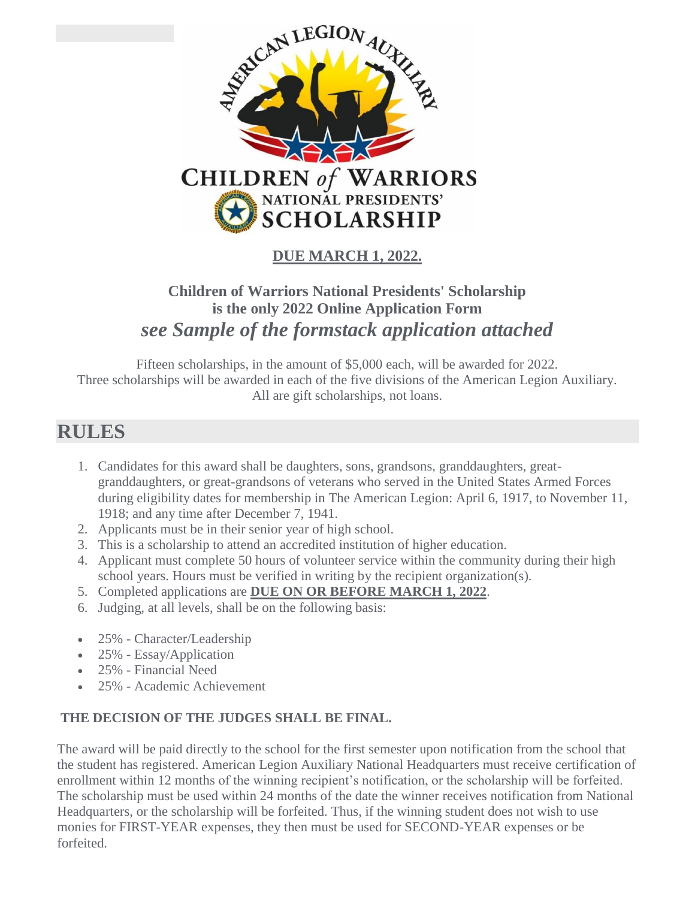AMERICAN LEGION AUXILIARY

CHILDREN *of* WARRIORS
NATIONAL PRESIDENTS'
SCHOLARSHIP

**DUE MARCH 1, 2022.**

### Children of Warriors National Presidents' Scholarship is the only 2022 Online Application Form

### *see Sample of the formstack application attached*

Fifteen scholarships, in the amount of $5,000 each, will be awarded for 2022.
Three scholarships will be awarded in each of the five divisions of the American Legion Auxiliary.
All are gift scholarships, not loans.

## RULES

1. Candidates for this award shall be daughters, sons, grandsons, granddaughters, great-granddaughters, or great-grandsons of veterans who served in the United States Armed Forces during eligibility dates for membership in The American Legion: April 6, 1917, to November 11, 1918; and any time after December 7, 1941.
2. Applicants must be in their senior year of high school.
3. This is a scholarship to attend an accredited institution of higher education.
4. Applicant must complete 50 hours of volunteer service within the community during their high school years. Hours must be verified in writing by the recipient organization(s).
5. Completed applications are **DUE ON OR BEFORE MARCH 1, 2022**.
6. Judging, at all levels, shall be on the following basis:

- 25% - Character/Leadership
- 25% - Essay/Application
- 25% - Financial Need
- 25% - Academic Achievement

**THE DECISION OF THE JUDGES SHALL BE FINAL.**

The award will be paid directly to the school for the first semester upon notification from the school that the student has registered. American Legion Auxiliary National Headquarters must receive certification of enrollment within 12 months of the winning recipient's notification, or the scholarship will be forfeited. The scholarship must be used within 24 months of the date the winner receives notification from National Headquarters, or the scholarship will be forfeited. Thus, if the winning student does not wish to use monies for FIRST-YEAR expenses, they then must be used for SECOND-YEAR expenses or be forfeited.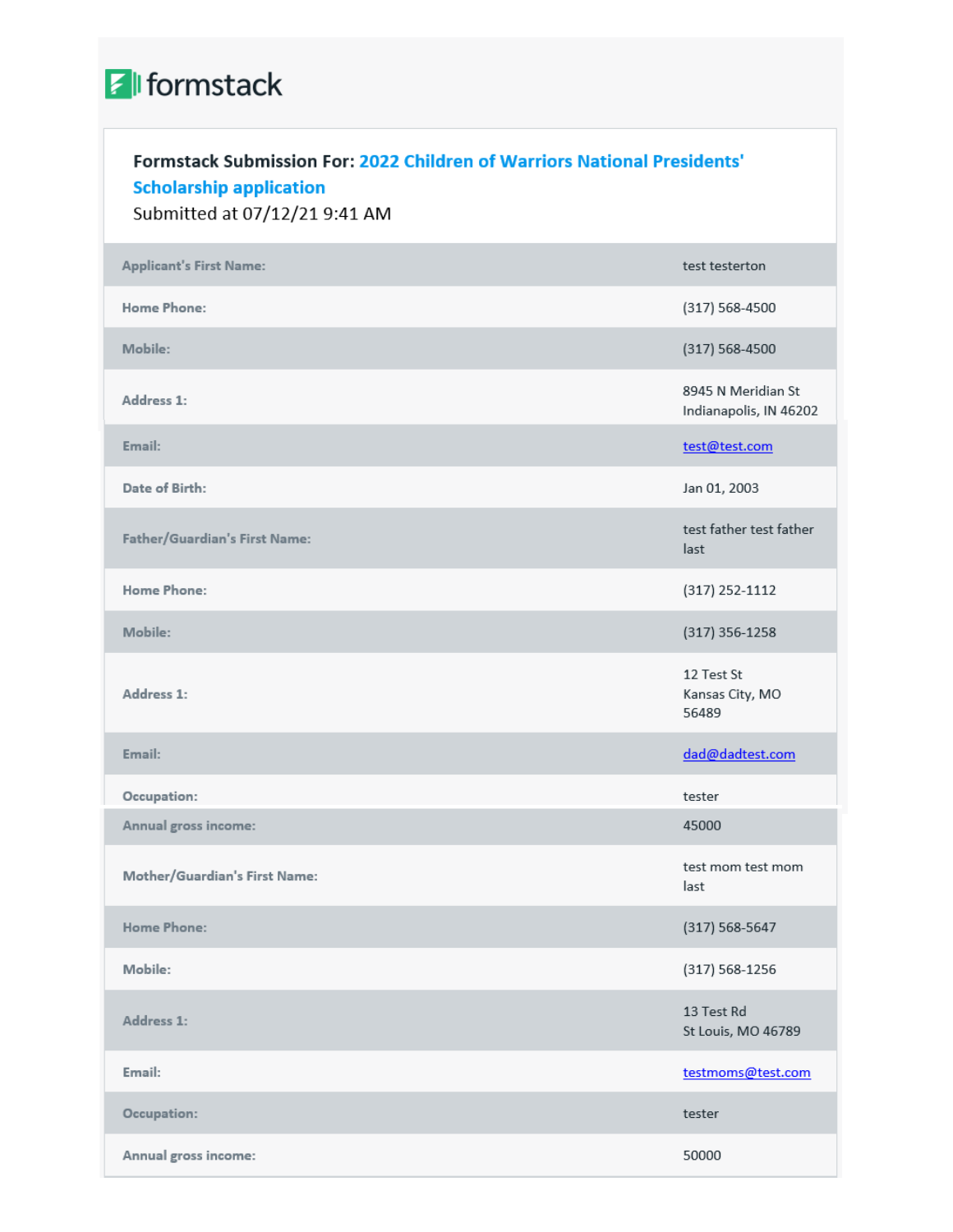formstack

**Formstack Submission For:** 2022 Children of Warriors National Presidents' Scholarship application
Submitted at 07/12/21 9:41 AM

| | |
|---|---|
| Applicant's First Name: | test testerton |
| Home Phone: | (317) 568-4500 |
| Mobile: | (317) 568-4500 |
| Address 1: | 8945 N Meridian St<br>Indianapolis, IN 46202 |
| Email: | test@test.com |
| Date of Birth: | Jan 01, 2003 |
| Father/Guardian's First Name: | test father test father last |
| Home Phone: | (317) 252-1112 |
| Mobile: | (317) 356-1258 |
| Address 1: | 12 Test St<br>Kansas City, MO 56489 |
| Email: | dad@dadtest.com |
| Occupation: | tester |
| Annual gross income: | 45000 |
| Mother/Guardian's First Name: | test mom test mom last |
| Home Phone: | (317) 568-5647 |
| Mobile: | (317) 568-1256 |
| Address 1: | 13 Test Rd<br>St Louis, MO 46789 |
| Email: | testmoms@test.com |
| Occupation: | tester |
| Annual gross income: | 50000 |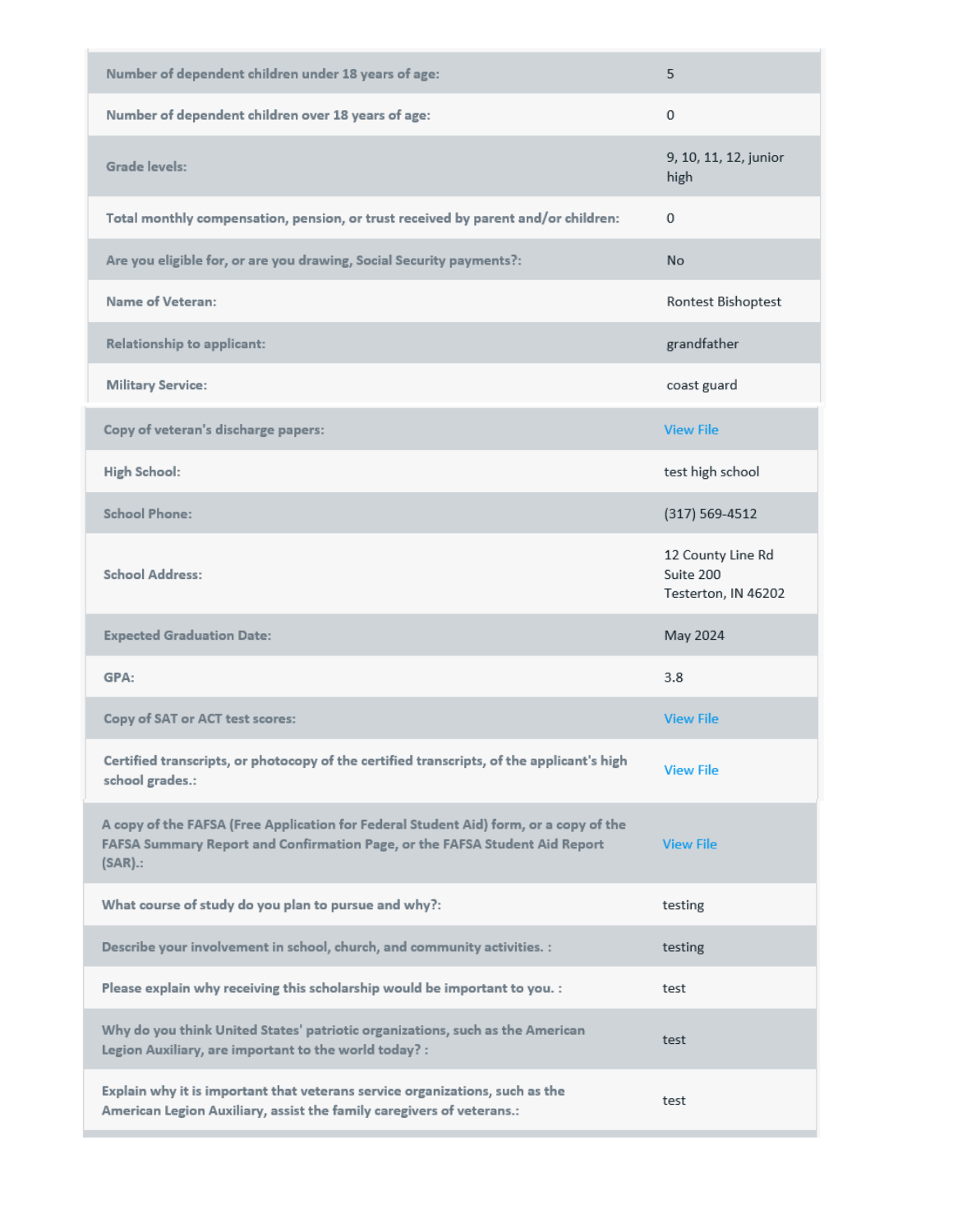| | |
|---|---|
| Number of dependent children under 18 years of age: | 5 |
| Number of dependent children over 18 years of age: | 0 |
| Grade levels: | 9, 10, 11, 12, junior high |
| Total monthly compensation, pension, or trust received by parent and/or children: | 0 |
| Are you eligible for, or are you drawing, Social Security payments?: | No |
| Name of Veteran: | Rontest Bishoptest |
| Relationship to applicant: | grandfather |
| Military Service: | coast guard |
| Copy of veteran's discharge papers: | View File |
| High School: | test high school |
| School Phone: | (317) 569-4512 |
| School Address: | 12 County Line Rd Suite 200 Testerton, IN 46202 |
| Expected Graduation Date: | May 2024 |
| GPA: | 3.8 |
| Copy of SAT or ACT test scores: | View File |
| Certified transcripts, or photocopy of the certified transcripts, of the applicant's high school grades.: | View File |
| A copy of the FAFSA (Free Application for Federal Student Aid) form, or a copy of the FAFSA Summary Report and Confirmation Page, or the FAFSA Student Aid Report (SAR).: | View File |
| What course of study do you plan to pursue and why?: | testing |
| Describe your involvement in school, church, and community activities. : | testing |
| Please explain why receiving this scholarship would be important to you. : | test |
| Why do you think United States' patriotic organizations, such as the American Legion Auxiliary, are important to the world today? : | test |
| Explain why it is important that veterans service organizations, such as the American Legion Auxiliary, assist the family caregivers of veterans.: | test |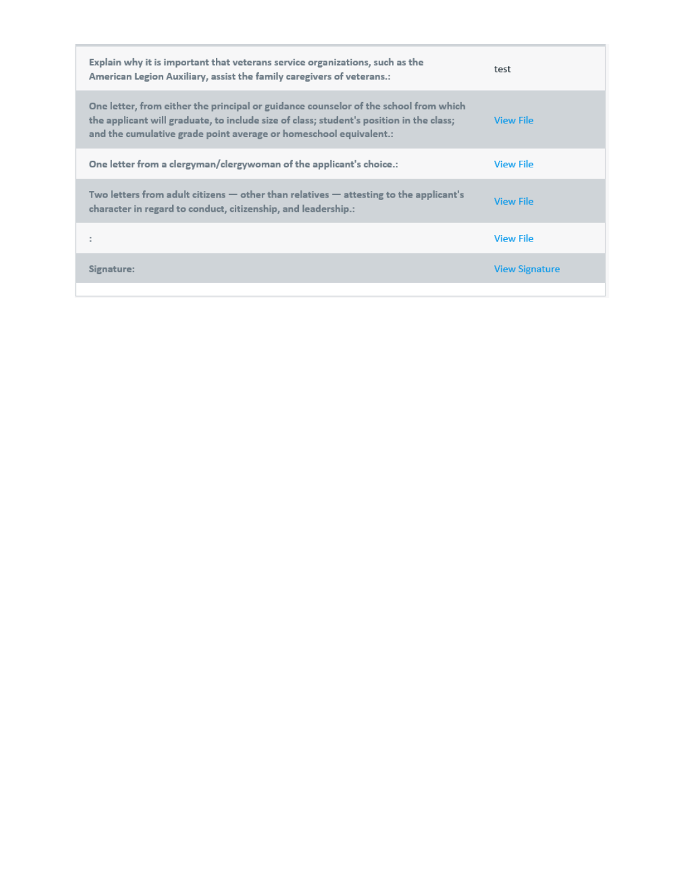| | |
|---|---|
| Explain why it is important that veterans service organizations, such as the American Legion Auxiliary, assist the family caregivers of veterans.: | test |
| One letter, from either the principal or guidance counselor of the school from which the applicant will graduate, to include size of class; student's position in the class; and the cumulative grade point average or homeschool equivalent.: | View File |
| One letter from a clergyman/clergywoman of the applicant's choice.: | View File |
| Two letters from adult citizens — other than relatives — attesting to the applicant's character in regard to conduct, citizenship, and leadership.: | View File |
| : | View File |
| Signature: | View Signature |